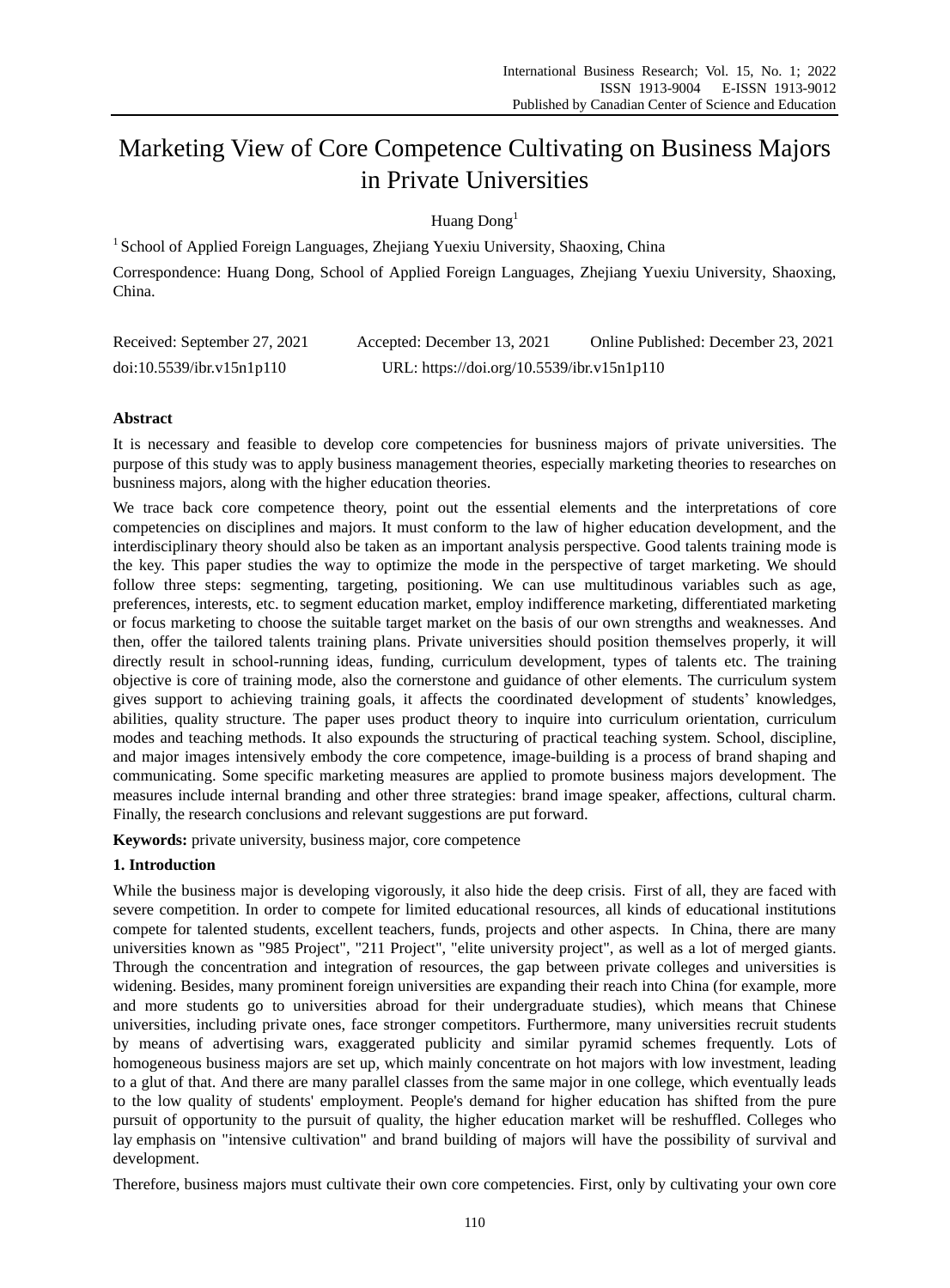# Marketing View of Core Competence Cultivating on Business Majors in Private Universities

Huang Dong[1]

[1] School of Applied Foreign Languages, Zhejiang Yuexiu University, Shaoxing, China

Correspondence: Huang Dong, School of Applied Foreign Languages, Zhejiang Yuexiu University, Shaoxing, China.

Received: September 27, 2021 Accepted: December 13, 2021 Online Published: December 23, 2021

doi:10.5539/ibr.v15n1p110 URL: https://doi.org/10.5539/ibr.v15n1p110

## Abstract

It is necessary and feasible to develop core competencies for busniness majors of private universities. The purpose of this study was to apply business management theories, especially marketing theories to researches on busniness majors, along with the higher education theories.

We trace back core competence theory, point out the essential elements and the interpretations of core competencies on disciplines and majors. It must conform to the law of higher education development, and the interdisciplinary theory should also be taken as an important analysis perspective. Good talents training mode is the key. This paper studies the way to optimize the mode in the perspective of target marketing. We should follow three steps: segmenting, targeting, positioning. We can use multitudinous variables such as age, preferences, interests, etc. to segment education market, employ indifference marketing, differentiated marketing or focus marketing to choose the suitable target market on the basis of our own strengths and weaknesses. And then, offer the tailored talents training plans. Private universities should position themselves properly, it will directly result in school-running ideas, funding, curriculum development, types of talents etc. The training objective is core of training mode, also the cornerstone and guidance of other elements. The curriculum system gives support to achieving training goals, it affects the coordinated development of students' knowledges, abilities, quality structure. The paper uses product theory to inquire into curriculum orientation, curriculum modes and teaching methods. It also expounds the structuring of practical teaching system. School, discipline, and major images intensively embody the core competence, image-building is a process of brand shaping and communicating. Some specific marketing measures are applied to promote business majors development. The measures include internal branding and other three strategies: brand image speaker, affections, cultural charm. Finally, the research conclusions and relevant suggestions are put forward.

**Keywords:** private university, business major, core competence

## 1. Introduction

While the business major is developing vigorously, it also hide the deep crisis. First of all, they are faced with severe competition. In order to compete for limited educational resources, all kinds of educational institutions compete for talented students, excellent teachers, funds, projects and other aspects. In China, there are many universities known as "985 Project", "211 Project", "elite university project", as well as a lot of merged giants. Through the concentration and integration of resources, the gap between private colleges and universities is widening. Besides, many prominent foreign universities are expanding their reach into China (for example, more and more students go to universities abroad for their undergraduate studies), which means that Chinese universities, including private ones, face stronger competitors. Furthermore, many universities recruit students by means of advertising wars, exaggerated publicity and similar pyramid schemes frequently. Lots of homogeneous business majors are set up, which mainly concentrate on hot majors with low investment, leading to a glut of that. And there are many parallel classes from the same major in one college, which eventually leads to the low quality of students' employment. People's demand for higher education has shifted from the pure pursuit of opportunity to the pursuit of quality, the higher education market will be reshuffled. Colleges who lay emphasis on "intensive cultivation" and brand building of majors will have the possibility of survival and development.

Therefore, business majors must cultivate their own core competencies. First, only by cultivating your own core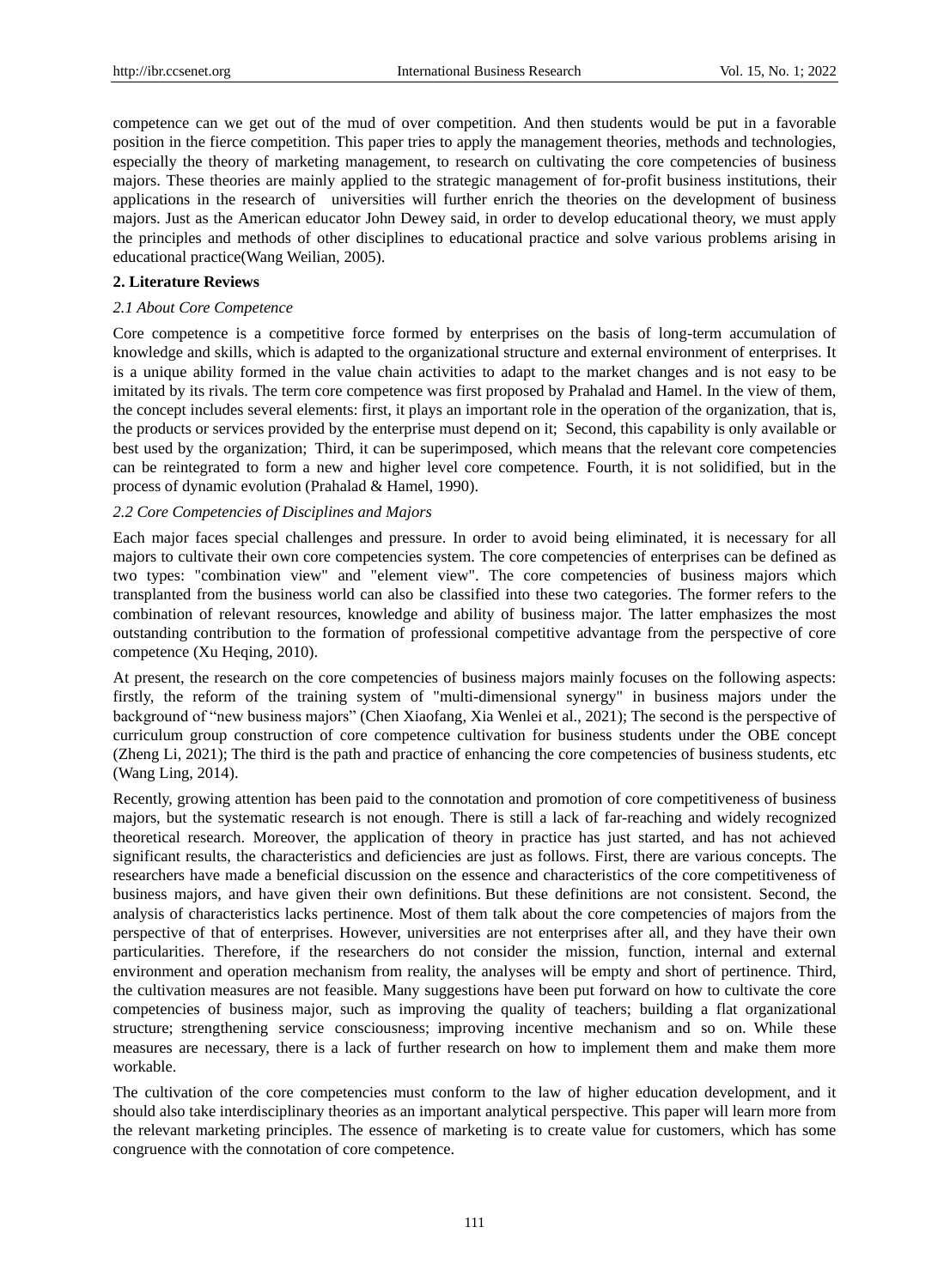competence can we get out of the mud of over competition. And then students would be put in a favorable position in the fierce competition. This paper tries to apply the management theories, methods and technologies, especially the theory of marketing management, to research on cultivating the core competencies of business majors. These theories are mainly applied to the strategic management of for-profit business institutions, their applications in the research of universities will further enrich the theories on the development of business majors. Just as the American educator John Dewey said, in order to develop educational theory, we must apply the principles and methods of other disciplines to educational practice and solve various problems arising in educational practice(Wang Weilian, 2005).

## 2. Literature Reviews

### *2.1 About Core Competence*

Core competence is a competitive force formed by enterprises on the basis of long-term accumulation of knowledge and skills, which is adapted to the organizational structure and external environment of enterprises. It is a unique ability formed in the value chain activities to adapt to the market changes and is not easy to be imitated by its rivals. The term core competence was first proposed by Prahalad and Hamel. In the view of them, the concept includes several elements: first, it plays an important role in the operation of the organization, that is, the products or services provided by the enterprise must depend on it; Second, this capability is only available or best used by the organization; Third, it can be superimposed, which means that the relevant core competencies can be reintegrated to form a new and higher level core competence. Fourth, it is not solidified, but in the process of dynamic evolution (Prahalad & Hamel, 1990).

### *2.2 Core Competencies of Disciplines and Majors*

Each major faces special challenges and pressure. In order to avoid being eliminated, it is necessary for all majors to cultivate their own core competencies system. The core competencies of enterprises can be defined as two types: "combination view" and "element view". The core competencies of business majors which transplanted from the business world can also be classified into these two categories. The former refers to the combination of relevant resources, knowledge and ability of business major. The latter emphasizes the most outstanding contribution to the formation of professional competitive advantage from the perspective of core competence (Xu Heqing, 2010).

At present, the research on the core competencies of business majors mainly focuses on the following aspects: firstly, the reform of the training system of "multi-dimensional synergy" in business majors under the background of "new business majors" (Chen Xiaofang, Xia Wenlei et al., 2021); The second is the perspective of curriculum group construction of core competence cultivation for business students under the OBE concept (Zheng Li, 2021); The third is the path and practice of enhancing the core competencies of business students, etc (Wang Ling, 2014).

Recently, growing attention has been paid to the connotation and promotion of core competitiveness of business majors, but the systematic research is not enough. There is still a lack of far-reaching and widely recognized theoretical research. Moreover, the application of theory in practice has just started, and has not achieved significant results, the characteristics and deficiencies are just as follows. First, there are various concepts. The researchers have made a beneficial discussion on the essence and characteristics of the core competitiveness of business majors, and have given their own definitions. But these definitions are not consistent. Second, the analysis of characteristics lacks pertinence. Most of them talk about the core competencies of majors from the perspective of that of enterprises. However, universities are not enterprises after all, and they have their own particularities. Therefore, if the researchers do not consider the mission, function, internal and external environment and operation mechanism from reality, the analyses will be empty and short of pertinence. Third, the cultivation measures are not feasible. Many suggestions have been put forward on how to cultivate the core competencies of business major, such as improving the quality of teachers; building a flat organizational structure; strengthening service consciousness; improving incentive mechanism and so on. While these measures are necessary, there is a lack of further research on how to implement them and make them more workable.

The cultivation of the core competencies must conform to the law of higher education development, and it should also take interdisciplinary theories as an important analytical perspective. This paper will learn more from the relevant marketing principles. The essence of marketing is to create value for customers, which has some congruence with the connotation of core competence.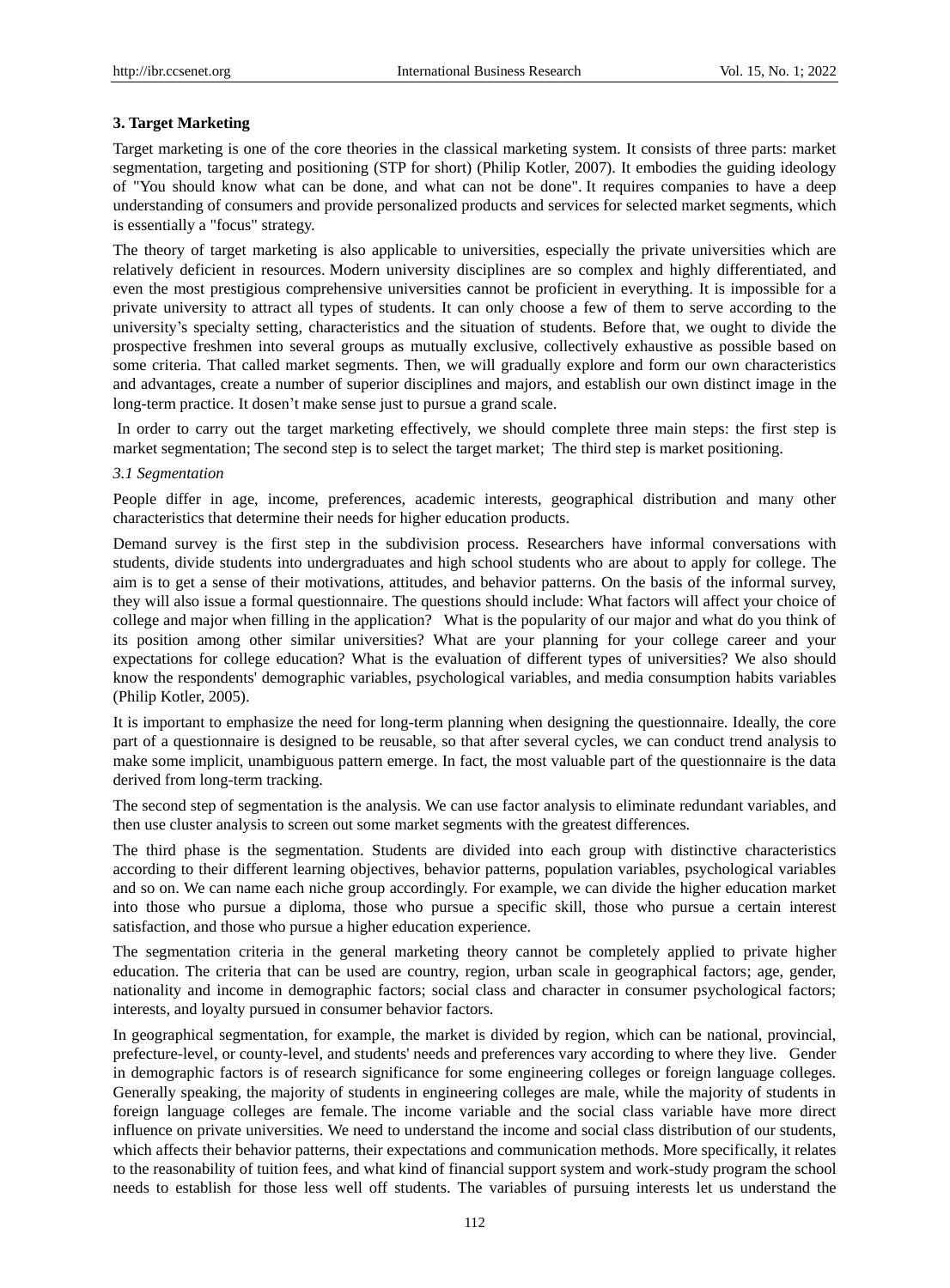## 3. Target Marketing

Target marketing is one of the core theories in the classical marketing system. It consists of three parts: market segmentation, targeting and positioning (STP for short) (Philip Kotler, 2007). It embodies the guiding ideology of "You should know what can be done, and what can not be done". It requires companies to have a deep understanding of consumers and provide personalized products and services for selected market segments, which is essentially a "focus" strategy.

The theory of target marketing is also applicable to universities, especially the private universities which are relatively deficient in resources. Modern university disciplines are so complex and highly differentiated, and even the most prestigious comprehensive universities cannot be proficient in everything. It is impossible for a private university to attract all types of students. It can only choose a few of them to serve according to the university's specialty setting, characteristics and the situation of students. Before that, we ought to divide the prospective freshmen into several groups as mutually exclusive, collectively exhaustive as possible based on some criteria. That called market segments. Then, we will gradually explore and form our own characteristics and advantages, create a number of superior disciplines and majors, and establish our own distinct image in the long-term practice. It dosen't make sense just to pursue a grand scale.

In order to carry out the target marketing effectively, we should complete three main steps: the first step is market segmentation; The second step is to select the target market; The third step is market positioning.

### *3.1 Segmentation*

People differ in age, income, preferences, academic interests, geographical distribution and many other characteristics that determine their needs for higher education products.

Demand survey is the first step in the subdivision process. Researchers have informal conversations with students, divide students into undergraduates and high school students who are about to apply for college. The aim is to get a sense of their motivations, attitudes, and behavior patterns. On the basis of the informal survey, they will also issue a formal questionnaire. The questions should include: What factors will affect your choice of college and major when filling in the application? What is the popularity of our major and what do you think of its position among other similar universities? What are your planning for your college career and your expectations for college education? What is the evaluation of different types of universities? We also should know the respondents' demographic variables, psychological variables, and media consumption habits variables (Philip Kotler, 2005).

It is important to emphasize the need for long-term planning when designing the questionnaire. Ideally, the core part of a questionnaire is designed to be reusable, so that after several cycles, we can conduct trend analysis to make some implicit, unambiguous pattern emerge. In fact, the most valuable part of the questionnaire is the data derived from long-term tracking.

The second step of segmentation is the analysis. We can use factor analysis to eliminate redundant variables, and then use cluster analysis to screen out some market segments with the greatest differences.

The third phase is the segmentation. Students are divided into each group with distinctive characteristics according to their different learning objectives, behavior patterns, population variables, psychological variables and so on. We can name each niche group accordingly. For example, we can divide the higher education market into those who pursue a diploma, those who pursue a specific skill, those who pursue a certain interest satisfaction, and those who pursue a higher education experience.

The segmentation criteria in the general marketing theory cannot be completely applied to private higher education. The criteria that can be used are country, region, urban scale in geographical factors; age, gender, nationality and income in demographic factors; social class and character in consumer psychological factors; interests, and loyalty pursued in consumer behavior factors.

In geographical segmentation, for example, the market is divided by region, which can be national, provincial, prefecture-level, or county-level, and students' needs and preferences vary according to where they live. Gender in demographic factors is of research significance for some engineering colleges or foreign language colleges. Generally speaking, the majority of students in engineering colleges are male, while the majority of students in foreign language colleges are female. The income variable and the social class variable have more direct influence on private universities. We need to understand the income and social class distribution of our students, which affects their behavior patterns, their expectations and communication methods. More specifically, it relates to the reasonability of tuition fees, and what kind of financial support system and work-study program the school needs to establish for those less well off students. The variables of pursuing interests let us understand the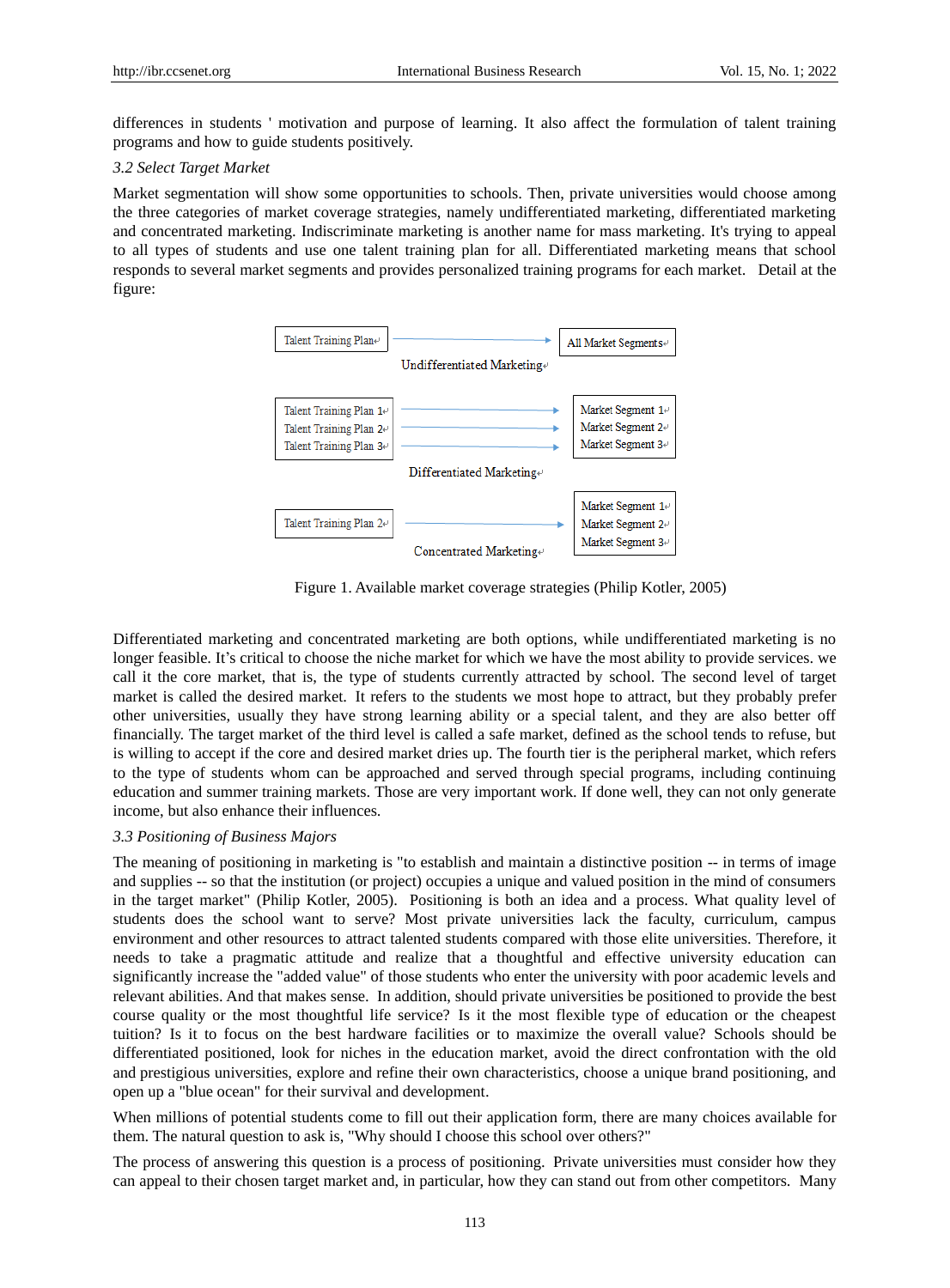differences in students ' motivation and purpose of learning. It also affect the formulation of talent training programs and how to guide students positively.

*3.2 Select Target Market*

Market segmentation will show some opportunities to schools. Then, private universities would choose among the three categories of market coverage strategies, namely undifferentiated marketing, differentiated marketing and concentrated marketing. Indiscriminate marketing is another name for mass marketing. It's trying to appeal to all types of students and use one talent training plan for all. Differentiated marketing means that school responds to several market segments and provides personalized training programs for each market. Detail at the figure:

Talent Training Plan → All Market Segments

Undifferentiated Marketing

Talent Training Plan 1 → Market Segment 1
Talent Training Plan 2 → Market Segment 2
Talent Training Plan 3 → Market Segment 3

Differentiated Marketing

Talent Training Plan 2 → Market Segment 1, Market Segment 2, Market Segment 3

Concentrated Marketing

Figure 1. Available market coverage strategies (Philip Kotler, 2005)

Differentiated marketing and concentrated marketing are both options, while undifferentiated marketing is no longer feasible. It's critical to choose the niche market for which we have the most ability to provide services. we call it the core market, that is, the type of students currently attracted by school. The second level of target market is called the desired market. It refers to the students we most hope to attract, but they probably prefer other universities, usually they have strong learning ability or a special talent, and they are also better off financially. The target market of the third level is called a safe market, defined as the school tends to refuse, but is willing to accept if the core and desired market dries up. The fourth tier is the peripheral market, which refers to the type of students whom can be approached and served through special programs, including continuing education and summer training markets. Those are very important work. If done well, they can not only generate income, but also enhance their influences.

*3.3 Positioning of Business Majors*

The meaning of positioning in marketing is "to establish and maintain a distinctive position -- in terms of image and supplies -- so that the institution (or project) occupies a unique and valued position in the mind of consumers in the target market" (Philip Kotler, 2005). Positioning is both an idea and a process. What quality level of students does the school want to serve? Most private universities lack the faculty, curriculum, campus environment and other resources to attract talented students compared with those elite universities. Therefore, it needs to take a pragmatic attitude and realize that a thoughtful and effective university education can significantly increase the "added value" of those students who enter the university with poor academic levels and relevant abilities. And that makes sense. In addition, should private universities be positioned to provide the best course quality or the most thoughtful life service? Is it the most flexible type of education or the cheapest tuition? Is it to focus on the best hardware facilities or to maximize the overall value? Schools should be differentiated positioned, look for niches in the education market, avoid the direct confrontation with the old and prestigious universities, explore and refine their own characteristics, choose a unique brand positioning, and open up a "blue ocean" for their survival and development.

When millions of potential students come to fill out their application form, there are many choices available for them. The natural question to ask is, "Why should I choose this school over others?"

The process of answering this question is a process of positioning. Private universities must consider how they can appeal to their chosen target market and, in particular, how they can stand out from other competitors. Many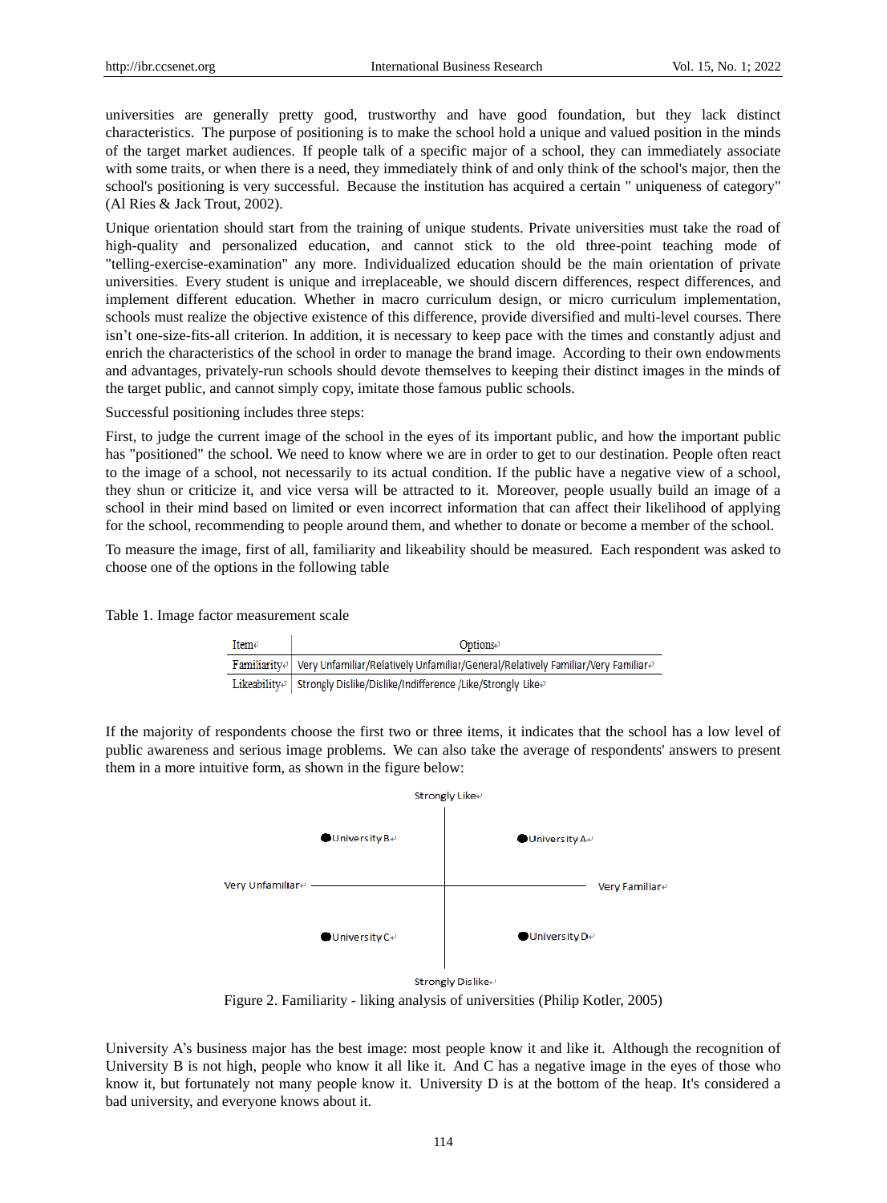universities are generally pretty good, trustworthy and have good foundation, but they lack distinct characteristics. The purpose of positioning is to make the school hold a unique and valued position in the minds of the target market audiences. If people talk of a specific major of a school, they can immediately associate with some traits, or when there is a need, they immediately think of and only think of the school's major, then the school's positioning is very successful. Because the institution has acquired a certain " uniqueness of category" (Al Ries & Jack Trout, 2002).

Unique orientation should start from the training of unique students. Private universities must take the road of high-quality and personalized education, and cannot stick to the old three-point teaching mode of "telling-exercise-examination" any more. Individualized education should be the main orientation of private universities. Every student is unique and irreplaceable, we should discern differences, respect differences, and implement different education. Whether in macro curriculum design, or micro curriculum implementation, schools must realize the objective existence of this difference, provide diversified and multi-level courses. There isn't one-size-fits-all criterion. In addition, it is necessary to keep pace with the times and constantly adjust and enrich the characteristics of the school in order to manage the brand image. According to their own endowments and advantages, privately-run schools should devote themselves to keeping their distinct images in the minds of the target public, and cannot simply copy, imitate those famous public schools.

Successful positioning includes three steps:

First, to judge the current image of the school in the eyes of its important public, and how the important public has "positioned" the school. We need to know where we are in order to get to our destination. People often react to the image of a school, not necessarily to its actual condition. If the public have a negative view of a school, they shun or criticize it, and vice versa will be attracted to it. Moreover, people usually build an image of a school in their mind based on limited or even incorrect information that can affect their likelihood of applying for the school, recommending to people around them, and whether to donate or become a member of the school.

To measure the image, first of all, familiarity and likeability should be measured. Each respondent was asked to choose one of the options in the following table

Table 1. Image factor measurement scale

| Item | Options |
|---|---|
| Familiarity | Very Unfamiliar/Relatively Unfamiliar/General/Relatively Familiar/Very Familiar |
| Likeability | Strongly Dislike/Dislike/Indifference /Like/Strongly Like |

If the majority of respondents choose the first two or three items, it indicates that the school has a low level of public awareness and serious image problems. We can also take the average of respondents' answers to present them in a more intuitive form, as shown in the figure below:

Strongly Like

University B    University A

Very Unfamiliar    Very Familiar

University C    University D

Strongly Dislike

Figure 2. Familiarity - liking analysis of universities (Philip Kotler, 2005)

University A's business major has the best image: most people know it and like it. Although the recognition of University B is not high, people who know it all like it. And C has a negative image in the eyes of those who know it, but fortunately not many people know it. University D is at the bottom of the heap. It's considered a bad university, and everyone knows about it.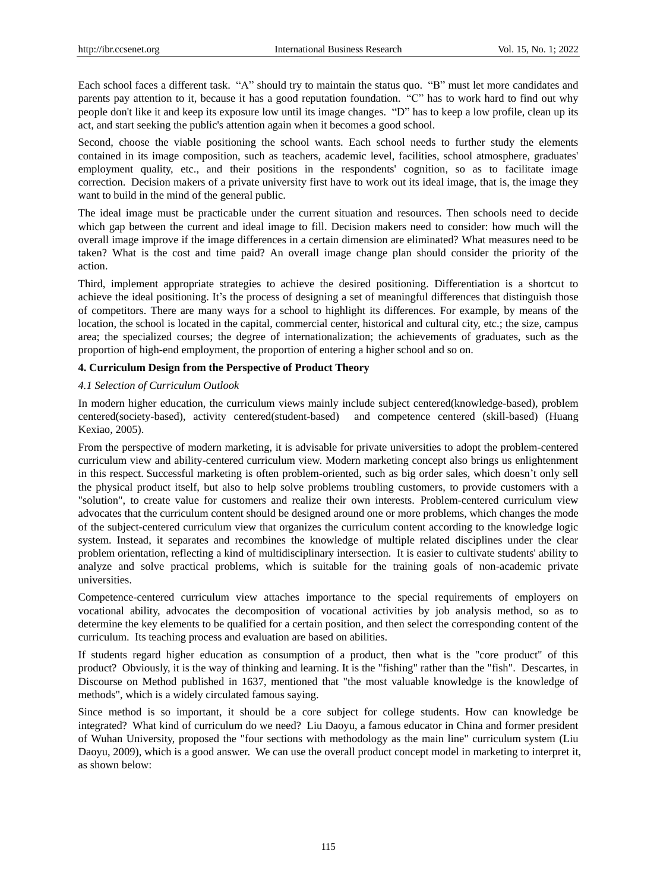Each school faces a different task. "A" should try to maintain the status quo. "B" must let more candidates and parents pay attention to it, because it has a good reputation foundation. "C" has to work hard to find out why people don't like it and keep its exposure low until its image changes. "D" has to keep a low profile, clean up its act, and start seeking the public's attention again when it becomes a good school.

Second, choose the viable positioning the school wants. Each school needs to further study the elements contained in its image composition, such as teachers, academic level, facilities, school atmosphere, graduates' employment quality, etc., and their positions in the respondents' cognition, so as to facilitate image correction. Decision makers of a private university first have to work out its ideal image, that is, the image they want to build in the mind of the general public.

The ideal image must be practicable under the current situation and resources. Then schools need to decide which gap between the current and ideal image to fill. Decision makers need to consider: how much will the overall image improve if the image differences in a certain dimension are eliminated? What measures need to be taken? What is the cost and time paid? An overall image change plan should consider the priority of the action.

Third, implement appropriate strategies to achieve the desired positioning. Differentiation is a shortcut to achieve the ideal positioning. It's the process of designing a set of meaningful differences that distinguish those of competitors. There are many ways for a school to highlight its differences. For example, by means of the location, the school is located in the capital, commercial center, historical and cultural city, etc.; the size, campus area; the specialized courses; the degree of internationalization; the achievements of graduates, such as the proportion of high-end employment, the proportion of entering a higher school and so on.

## 4. Curriculum Design from the Perspective of Product Theory

### *4.1 Selection of Curriculum Outlook*

In modern higher education, the curriculum views mainly include subject centered(knowledge-based), problem centered(society-based), activity centered(student-based) and competence centered (skill-based) (Huang Kexiao, 2005).

From the perspective of modern marketing, it is advisable for private universities to adopt the problem-centered curriculum view and ability-centered curriculum view. Modern marketing concept also brings us enlightenment in this respect. Successful marketing is often problem-oriented, such as big order sales, which doesn't only sell the physical product itself, but also to help solve problems troubling customers, to provide customers with a "solution", to create value for customers and realize their own interests. Problem-centered curriculum view advocates that the curriculum content should be designed around one or more problems, which changes the mode of the subject-centered curriculum view that organizes the curriculum content according to the knowledge logic system. Instead, it separates and recombines the knowledge of multiple related disciplines under the clear problem orientation, reflecting a kind of multidisciplinary intersection. It is easier to cultivate students' ability to analyze and solve practical problems, which is suitable for the training goals of non-academic private universities.

Competence-centered curriculum view attaches importance to the special requirements of employers on vocational ability, advocates the decomposition of vocational activities by job analysis method, so as to determine the key elements to be qualified for a certain position, and then select the corresponding content of the curriculum. Its teaching process and evaluation are based on abilities.

If students regard higher education as consumption of a product, then what is the "core product" of this product? Obviously, it is the way of thinking and learning. It is the "fishing" rather than the "fish". Descartes, in Discourse on Method published in 1637, mentioned that "the most valuable knowledge is the knowledge of methods", which is a widely circulated famous saying.

Since method is so important, it should be a core subject for college students. How can knowledge be integrated? What kind of curriculum do we need? Liu Daoyu, a famous educator in China and former president of Wuhan University, proposed the "four sections with methodology as the main line" curriculum system (Liu Daoyu, 2009), which is a good answer. We can use the overall product concept model in marketing to interpret it, as shown below: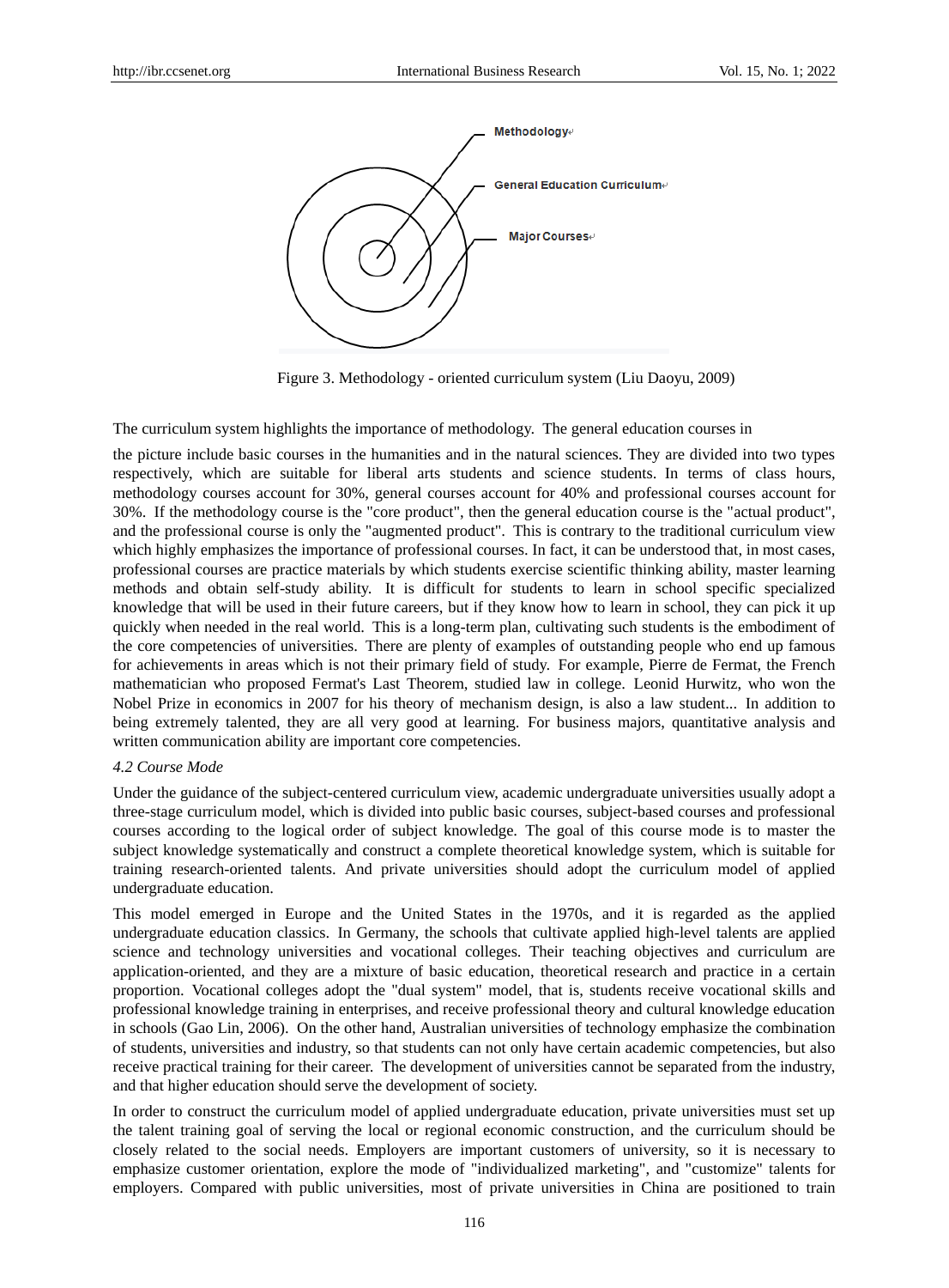Methodology

General Education Curriculum

Major Courses

Figure 3. Methodology - oriented curriculum system (Liu Daoyu, 2009)

The curriculum system highlights the importance of methodology. The general education courses in

the picture include basic courses in the humanities and in the natural sciences. They are divided into two types respectively, which are suitable for liberal arts students and science students. In terms of class hours, methodology courses account for 30%, general courses account for 40% and professional courses account for 30%. If the methodology course is the "core product", then the general education course is the "actual product", and the professional course is only the "augmented product". This is contrary to the traditional curriculum view which highly emphasizes the importance of professional courses. In fact, it can be understood that, in most cases, professional courses are practice materials by which students exercise scientific thinking ability, master learning methods and obtain self-study ability. It is difficult for students to learn in school specific specialized knowledge that will be used in their future careers, but if they know how to learn in school, they can pick it up quickly when needed in the real world. This is a long-term plan, cultivating such students is the embodiment of the core competencies of universities. There are plenty of examples of outstanding people who end up famous for achievements in areas which is not their primary field of study. For example, Pierre de Fermat, the French mathematician who proposed Fermat's Last Theorem, studied law in college. Leonid Hurwitz, who won the Nobel Prize in economics in 2007 for his theory of mechanism design, is also a law student... In addition to being extremely talented, they are all very good at learning. For business majors, quantitative analysis and written communication ability are important core competencies.

*4.2 Course Mode*

Under the guidance of the subject-centered curriculum view, academic undergraduate universities usually adopt a three-stage curriculum model, which is divided into public basic courses, subject-based courses and professional courses according to the logical order of subject knowledge. The goal of this course mode is to master the subject knowledge systematically and construct a complete theoretical knowledge system, which is suitable for training research-oriented talents. And private universities should adopt the curriculum model of applied undergraduate education.

This model emerged in Europe and the United States in the 1970s, and it is regarded as the applied undergraduate education classics. In Germany, the schools that cultivate applied high-level talents are applied science and technology universities and vocational colleges. Their teaching objectives and curriculum are application-oriented, and they are a mixture of basic education, theoretical research and practice in a certain proportion. Vocational colleges adopt the "dual system" model, that is, students receive vocational skills and professional knowledge training in enterprises, and receive professional theory and cultural knowledge education in schools (Gao Lin, 2006). On the other hand, Australian universities of technology emphasize the combination of students, universities and industry, so that students can not only have certain academic competencies, but also receive practical training for their career. The development of universities cannot be separated from the industry, and that higher education should serve the development of society.

In order to construct the curriculum model of applied undergraduate education, private universities must set up the talent training goal of serving the local or regional economic construction, and the curriculum should be closely related to the social needs. Employers are important customers of university, so it is necessary to emphasize customer orientation, explore the mode of "individualized marketing", and "customize" talents for employers. Compared with public universities, most of private universities in China are positioned to train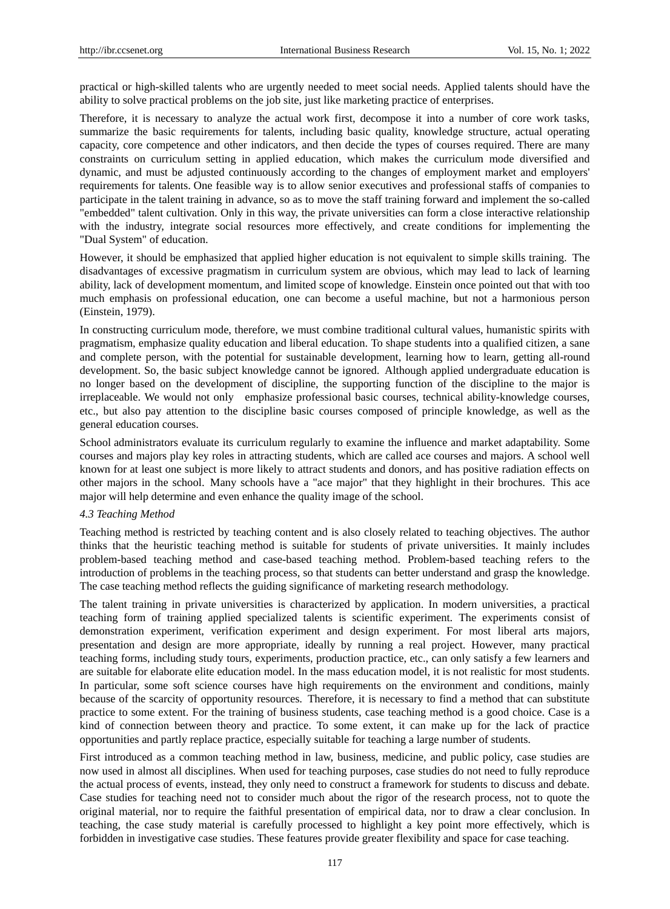practical or high-skilled talents who are urgently needed to meet social needs. Applied talents should have the ability to solve practical problems on the job site, just like marketing practice of enterprises.

Therefore, it is necessary to analyze the actual work first, decompose it into a number of core work tasks, summarize the basic requirements for talents, including basic quality, knowledge structure, actual operating capacity, core competence and other indicators, and then decide the types of courses required. There are many constraints on curriculum setting in applied education, which makes the curriculum mode diversified and dynamic, and must be adjusted continuously according to the changes of employment market and employers' requirements for talents. One feasible way is to allow senior executives and professional staffs of companies to participate in the talent training in advance, so as to move the staff training forward and implement the so-called "embedded" talent cultivation. Only in this way, the private universities can form a close interactive relationship with the industry, integrate social resources more effectively, and create conditions for implementing the "Dual System" of education.

However, it should be emphasized that applied higher education is not equivalent to simple skills training. The disadvantages of excessive pragmatism in curriculum system are obvious, which may lead to lack of learning ability, lack of development momentum, and limited scope of knowledge. Einstein once pointed out that with too much emphasis on professional education, one can become a useful machine, but not a harmonious person (Einstein, 1979).

In constructing curriculum mode, therefore, we must combine traditional cultural values, humanistic spirits with pragmatism, emphasize quality education and liberal education. To shape students into a qualified citizen, a sane and complete person, with the potential for sustainable development, learning how to learn, getting all-round development. So, the basic subject knowledge cannot be ignored. Although applied undergraduate education is no longer based on the development of discipline, the supporting function of the discipline to the major is irreplaceable. We would not only emphasize professional basic courses, technical ability-knowledge courses, etc., but also pay attention to the discipline basic courses composed of principle knowledge, as well as the general education courses.

School administrators evaluate its curriculum regularly to examine the influence and market adaptability. Some courses and majors play key roles in attracting students, which are called ace courses and majors. A school well known for at least one subject is more likely to attract students and donors, and has positive radiation effects on other majors in the school. Many schools have a "ace major" that they highlight in their brochures. This ace major will help determine and even enhance the quality image of the school.

### *4.3 Teaching Method*

Teaching method is restricted by teaching content and is also closely related to teaching objectives. The author thinks that the heuristic teaching method is suitable for students of private universities. It mainly includes problem-based teaching method and case-based teaching method. Problem-based teaching refers to the introduction of problems in the teaching process, so that students can better understand and grasp the knowledge. The case teaching method reflects the guiding significance of marketing research methodology.

The talent training in private universities is characterized by application. In modern universities, a practical teaching form of training applied specialized talents is scientific experiment. The experiments consist of demonstration experiment, verification experiment and design experiment. For most liberal arts majors, presentation and design are more appropriate, ideally by running a real project. However, many practical teaching forms, including study tours, experiments, production practice, etc., can only satisfy a few learners and are suitable for elaborate elite education model. In the mass education model, it is not realistic for most students. In particular, some soft science courses have high requirements on the environment and conditions, mainly because of the scarcity of opportunity resources. Therefore, it is necessary to find a method that can substitute practice to some extent. For the training of business students, case teaching method is a good choice. Case is a kind of connection between theory and practice. To some extent, it can make up for the lack of practice opportunities and partly replace practice, especially suitable for teaching a large number of students.

First introduced as a common teaching method in law, business, medicine, and public policy, case studies are now used in almost all disciplines. When used for teaching purposes, case studies do not need to fully reproduce the actual process of events, instead, they only need to construct a framework for students to discuss and debate. Case studies for teaching need not to consider much about the rigor of the research process, not to quote the original material, nor to require the faithful presentation of empirical data, nor to draw a clear conclusion. In teaching, the case study material is carefully processed to highlight a key point more effectively, which is forbidden in investigative case studies. These features provide greater flexibility and space for case teaching.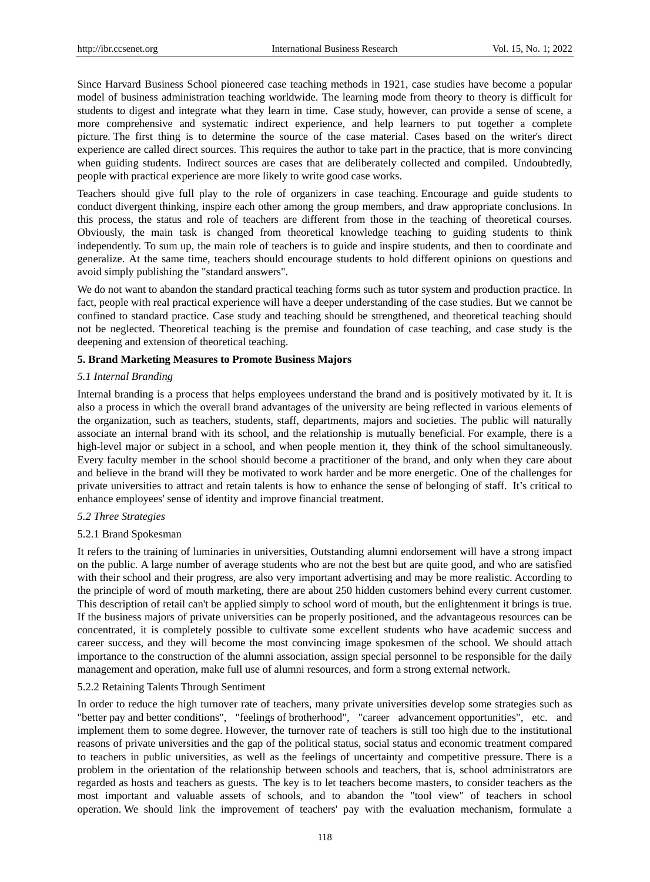Since Harvard Business School pioneered case teaching methods in 1921, case studies have become a popular model of business administration teaching worldwide. The learning mode from theory to theory is difficult for students to digest and integrate what they learn in time. Case study, however, can provide a sense of scene, a more comprehensive and systematic indirect experience, and help learners to put together a complete picture. The first thing is to determine the source of the case material. Cases based on the writer's direct experience are called direct sources. This requires the author to take part in the practice, that is more convincing when guiding students. Indirect sources are cases that are deliberately collected and compiled. Undoubtedly, people with practical experience are more likely to write good case works.

Teachers should give full play to the role of organizers in case teaching. Encourage and guide students to conduct divergent thinking, inspire each other among the group members, and draw appropriate conclusions. In this process, the status and role of teachers are different from those in the teaching of theoretical courses. Obviously, the main task is changed from theoretical knowledge teaching to guiding students to think independently. To sum up, the main role of teachers is to guide and inspire students, and then to coordinate and generalize. At the same time, teachers should encourage students to hold different opinions on questions and avoid simply publishing the "standard answers".

We do not want to abandon the standard practical teaching forms such as tutor system and production practice. In fact, people with real practical experience will have a deeper understanding of the case studies. But we cannot be confined to standard practice. Case study and teaching should be strengthened, and theoretical teaching should not be neglected. Theoretical teaching is the premise and foundation of case teaching, and case study is the deepening and extension of theoretical teaching.

## 5. Brand Marketing Measures to Promote Business Majors

### *5.1 Internal Branding*

Internal branding is a process that helps employees understand the brand and is positively motivated by it. It is also a process in which the overall brand advantages of the university are being reflected in various elements of the organization, such as teachers, students, staff, departments, majors and societies. The public will naturally associate an internal brand with its school, and the relationship is mutually beneficial. For example, there is a high-level major or subject in a school, and when people mention it, they think of the school simultaneously. Every faculty member in the school should become a practitioner of the brand, and only when they care about and believe in the brand will they be motivated to work harder and be more energetic. One of the challenges for private universities to attract and retain talents is how to enhance the sense of belonging of staff. It's critical to enhance employees' sense of identity and improve financial treatment.

### *5.2 Three Strategies*

#### 5.2.1 Brand Spokesman

It refers to the training of luminaries in universities, Outstanding alumni endorsement will have a strong impact on the public. A large number of average students who are not the best but are quite good, and who are satisfied with their school and their progress, are also very important advertising and may be more realistic. According to the principle of word of mouth marketing, there are about 250 hidden customers behind every current customer. This description of retail can't be applied simply to school word of mouth, but the enlightenment it brings is true. If the business majors of private universities can be properly positioned, and the advantageous resources can be concentrated, it is completely possible to cultivate some excellent students who have academic success and career success, and they will become the most convincing image spokesmen of the school. We should attach importance to the construction of the alumni association, assign special personnel to be responsible for the daily management and operation, make full use of alumni resources, and form a strong external network.

#### 5.2.2 Retaining Talents Through Sentiment

In order to reduce the high turnover rate of teachers, many private universities develop some strategies such as "better pay and better conditions", "feelings of brotherhood", "career advancement opportunities", etc. and implement them to some degree. However, the turnover rate of teachers is still too high due to the institutional reasons of private universities and the gap of the political status, social status and economic treatment compared to teachers in public universities, as well as the feelings of uncertainty and competitive pressure. There is a problem in the orientation of the relationship between schools and teachers, that is, school administrators are regarded as hosts and teachers as guests. The key is to let teachers become masters, to consider teachers as the most important and valuable assets of schools, and to abandon the "tool view" of teachers in school operation. We should link the improvement of teachers' pay with the evaluation mechanism, formulate a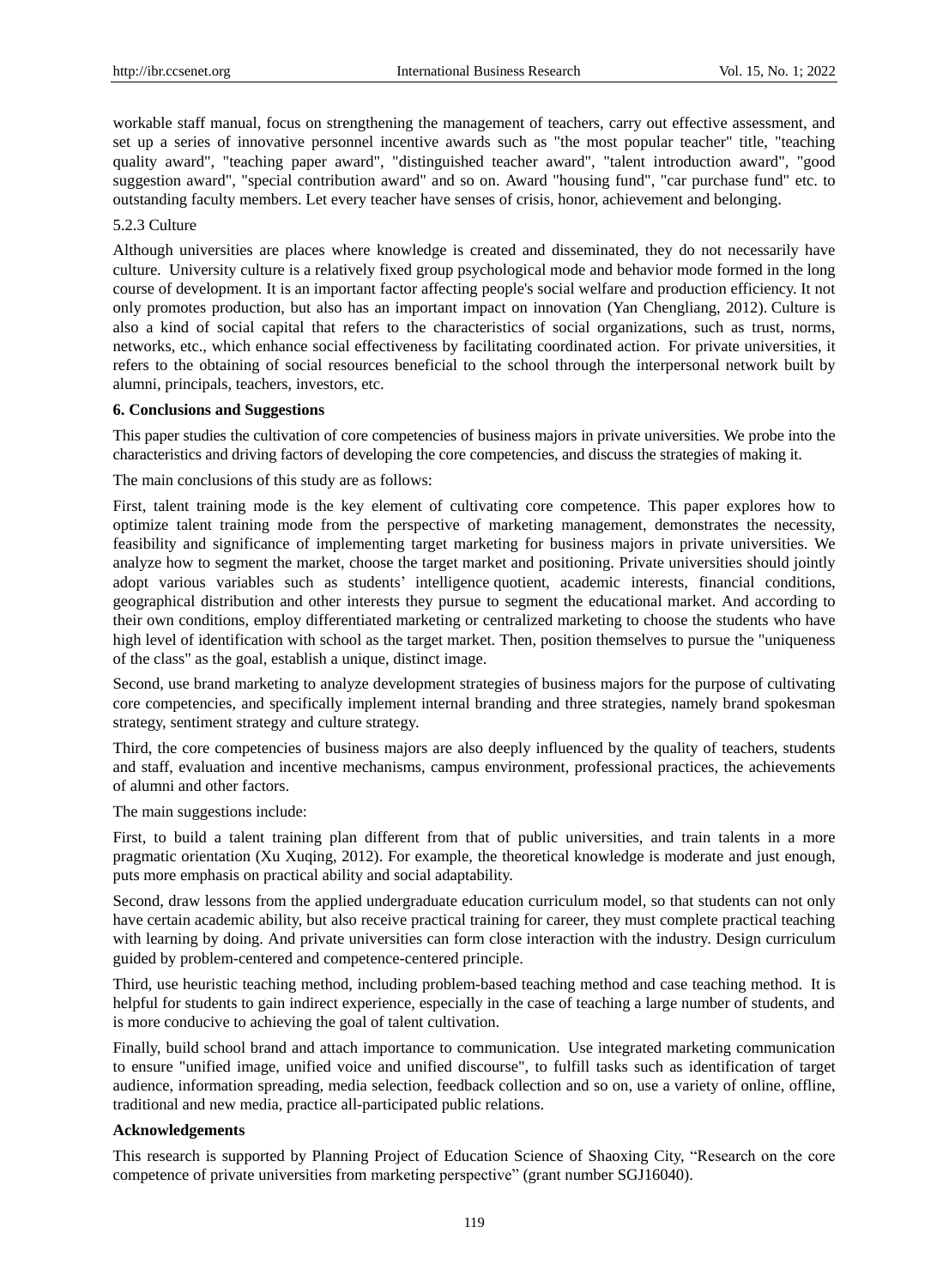workable staff manual, focus on strengthening the management of teachers, carry out effective assessment, and set up a series of innovative personnel incentive awards such as "the most popular teacher" title, "teaching quality award", "teaching paper award", "distinguished teacher award", "talent introduction award", "good suggestion award", "special contribution award" and so on. Award "housing fund", "car purchase fund" etc. to outstanding faculty members. Let every teacher have senses of crisis, honor, achievement and belonging.

5.2.3 Culture

Although universities are places where knowledge is created and disseminated, they do not necessarily have culture. University culture is a relatively fixed group psychological mode and behavior mode formed in the long course of development. It is an important factor affecting people's social welfare and production efficiency. It not only promotes production, but also has an important impact on innovation (Yan Chengliang, 2012). Culture is also a kind of social capital that refers to the characteristics of social organizations, such as trust, norms, networks, etc., which enhance social effectiveness by facilitating coordinated action. For private universities, it refers to the obtaining of social resources beneficial to the school through the interpersonal network built by alumni, principals, teachers, investors, etc.

**6. Conclusions and Suggestions**

This paper studies the cultivation of core competencies of business majors in private universities. We probe into the characteristics and driving factors of developing the core competencies, and discuss the strategies of making it.

The main conclusions of this study are as follows:

First, talent training mode is the key element of cultivating core competence. This paper explores how to optimize talent training mode from the perspective of marketing management, demonstrates the necessity, feasibility and significance of implementing target marketing for business majors in private universities. We analyze how to segment the market, choose the target market and positioning. Private universities should jointly adopt various variables such as students' intelligence quotient, academic interests, financial conditions, geographical distribution and other interests they pursue to segment the educational market. And according to their own conditions, employ differentiated marketing or centralized marketing to choose the students who have high level of identification with school as the target market. Then, position themselves to pursue the "uniqueness of the class" as the goal, establish a unique, distinct image.

Second, use brand marketing to analyze development strategies of business majors for the purpose of cultivating core competencies, and specifically implement internal branding and three strategies, namely brand spokesman strategy, sentiment strategy and culture strategy.

Third, the core competencies of business majors are also deeply influenced by the quality of teachers, students and staff, evaluation and incentive mechanisms, campus environment, professional practices, the achievements of alumni and other factors.

The main suggestions include:

First, to build a talent training plan different from that of public universities, and train talents in a more pragmatic orientation (Xu Xuqing, 2012). For example, the theoretical knowledge is moderate and just enough, puts more emphasis on practical ability and social adaptability.

Second, draw lessons from the applied undergraduate education curriculum model, so that students can not only have certain academic ability, but also receive practical training for career, they must complete practical teaching with learning by doing. And private universities can form close interaction with the industry. Design curriculum guided by problem-centered and competence-centered principle.

Third, use heuristic teaching method, including problem-based teaching method and case teaching method. It is helpful for students to gain indirect experience, especially in the case of teaching a large number of students, and is more conducive to achieving the goal of talent cultivation.

Finally, build school brand and attach importance to communication. Use integrated marketing communication to ensure "unified image, unified voice and unified discourse", to fulfill tasks such as identification of target audience, information spreading, media selection, feedback collection and so on, use a variety of online, offline, traditional and new media, practice all-participated public relations.

**Acknowledgements**

This research is supported by Planning Project of Education Science of Shaoxing City, "Research on the core competence of private universities from marketing perspective" (grant number SGJ16040).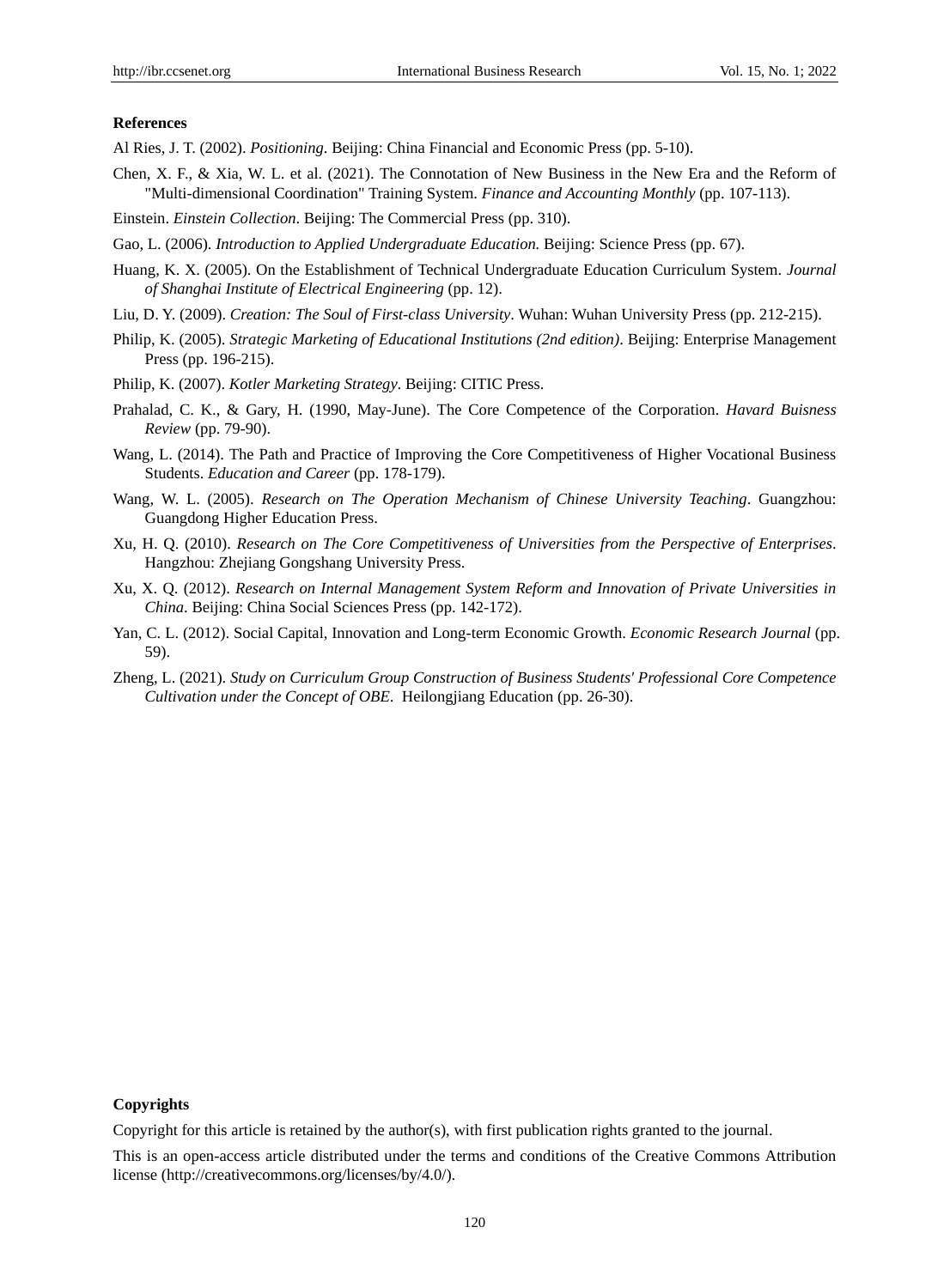## References

Al Ries, J. T. (2002). *Positioning*. Beijing: China Financial and Economic Press (pp. 5-10).

Chen, X. F., & Xia, W. L. et al. (2021). The Connotation of New Business in the New Era and the Reform of "Multi-dimensional Coordination" Training System. *Finance and Accounting Monthly* (pp. 107-113).

Einstein. *Einstein Collection*. Beijing: The Commercial Press (pp. 310).

Gao, L. (2006). *Introduction to Applied Undergraduate Education.* Beijing: Science Press (pp. 67).

Huang, K. X. (2005). On the Establishment of Technical Undergraduate Education Curriculum System. *Journal of Shanghai Institute of Electrical Engineering* (pp. 12).

Liu, D. Y. (2009). *Creation: The Soul of First-class University*. Wuhan: Wuhan University Press (pp. 212-215).

Philip, K. (2005). *Strategic Marketing of Educational Institutions (2nd edition)*. Beijing: Enterprise Management Press (pp. 196-215).

Philip, K. (2007). *Kotler Marketing Strategy*. Beijing: CITIC Press.

Prahalad, C. K., & Gary, H. (1990, May-June). The Core Competence of the Corporation. *Havard Buisness Review* (pp. 79-90).

Wang, L. (2014). The Path and Practice of Improving the Core Competitiveness of Higher Vocational Business Students. *Education and Career* (pp. 178-179).

Wang, W. L. (2005). *Research on The Operation Mechanism of Chinese University Teaching*. Guangzhou: Guangdong Higher Education Press.

Xu, H. Q. (2010). *Research on The Core Competitiveness of Universities from the Perspective of Enterprises*. Hangzhou: Zhejiang Gongshang University Press.

Xu, X. Q. (2012). *Research on Internal Management System Reform and Innovation of Private Universities in China*. Beijing: China Social Sciences Press (pp. 142-172).

Yan, C. L. (2012). Social Capital, Innovation and Long-term Economic Growth. *Economic Research Journal* (pp. 59).

Zheng, L. (2021). *Study on Curriculum Group Construction of Business Students' Professional Core Competence Cultivation under the Concept of OBE*. Heilongjiang Education (pp. 26-30).

## Copyrights

Copyright for this article is retained by the author(s), with first publication rights granted to the journal.

This is an open-access article distributed under the terms and conditions of the Creative Commons Attribution license (http://creativecommons.org/licenses/by/4.0/).